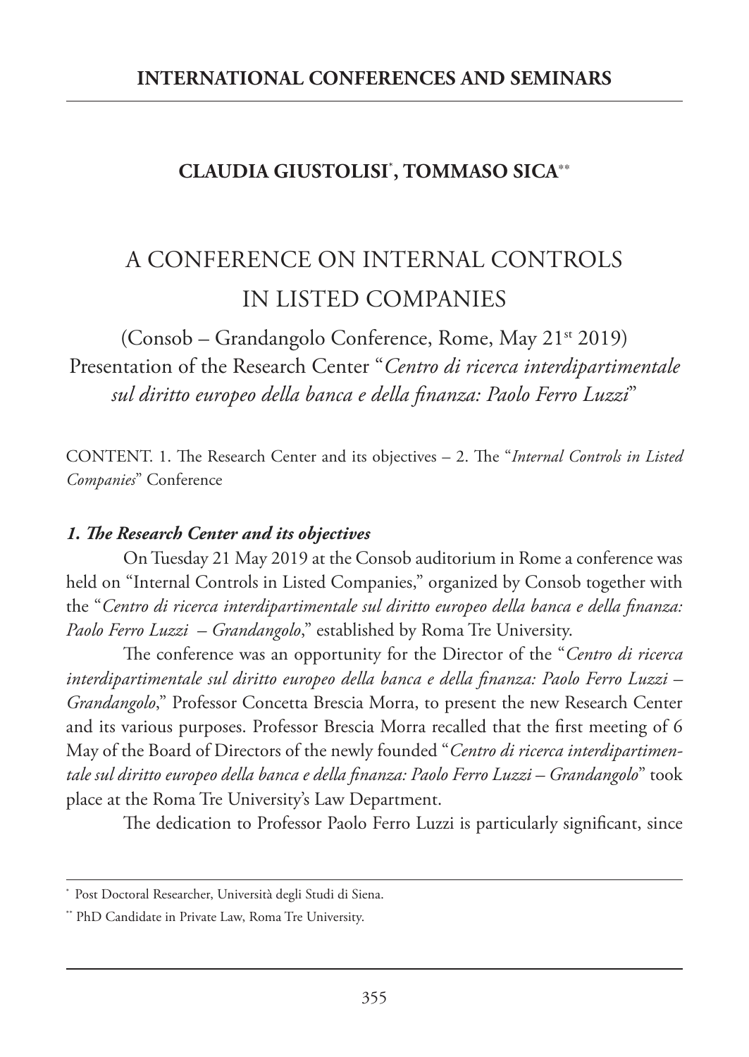# CLAUDIA GIUSTOLISI[*], TOMMASO SICA[**]

## A CONFERENCE ON INTERNAL CONTROLS IN LISTED COMPANIES

(Consob – Grandangolo Conference, Rome, May 21st 2019)
Presentation of the Research Center "*Centro di ricerca interdipartimentale sul diritto europeo della banca e della finanza: Paolo Ferro Luzzi*"

CONTENT. 1. The Research Center and its objectives – 2. The "*Internal Controls in Listed Companies*" Conference

### *1. The Research Center and its objectives*

On Tuesday 21 May 2019 at the Consob auditorium in Rome a conference was held on "Internal Controls in Listed Companies," organized by Consob together with the "*Centro di ricerca interdipartimentale sul diritto europeo della banca e della finanza: Paolo Ferro Luzzi – Grandangolo*," established by Roma Tre University.

The conference was an opportunity for the Director of the "*Centro di ricerca interdipartimentale sul diritto europeo della banca e della finanza: Paolo Ferro Luzzi – Grandangolo*," Professor Concetta Brescia Morra, to present the new Research Center and its various purposes. Professor Brescia Morra recalled that the first meeting of 6 May of the Board of Directors of the newly founded "*Centro di ricerca interdipartimentale sul diritto europeo della banca e della finanza: Paolo Ferro Luzzi – Grandangolo*" took place at the Roma Tre University's Law Department.

The dedication to Professor Paolo Ferro Luzzi is particularly significant, since

---

[*] Post Doctoral Researcher, Università degli Studi di Siena.

[**] PhD Candidate in Private Law, Roma Tre University.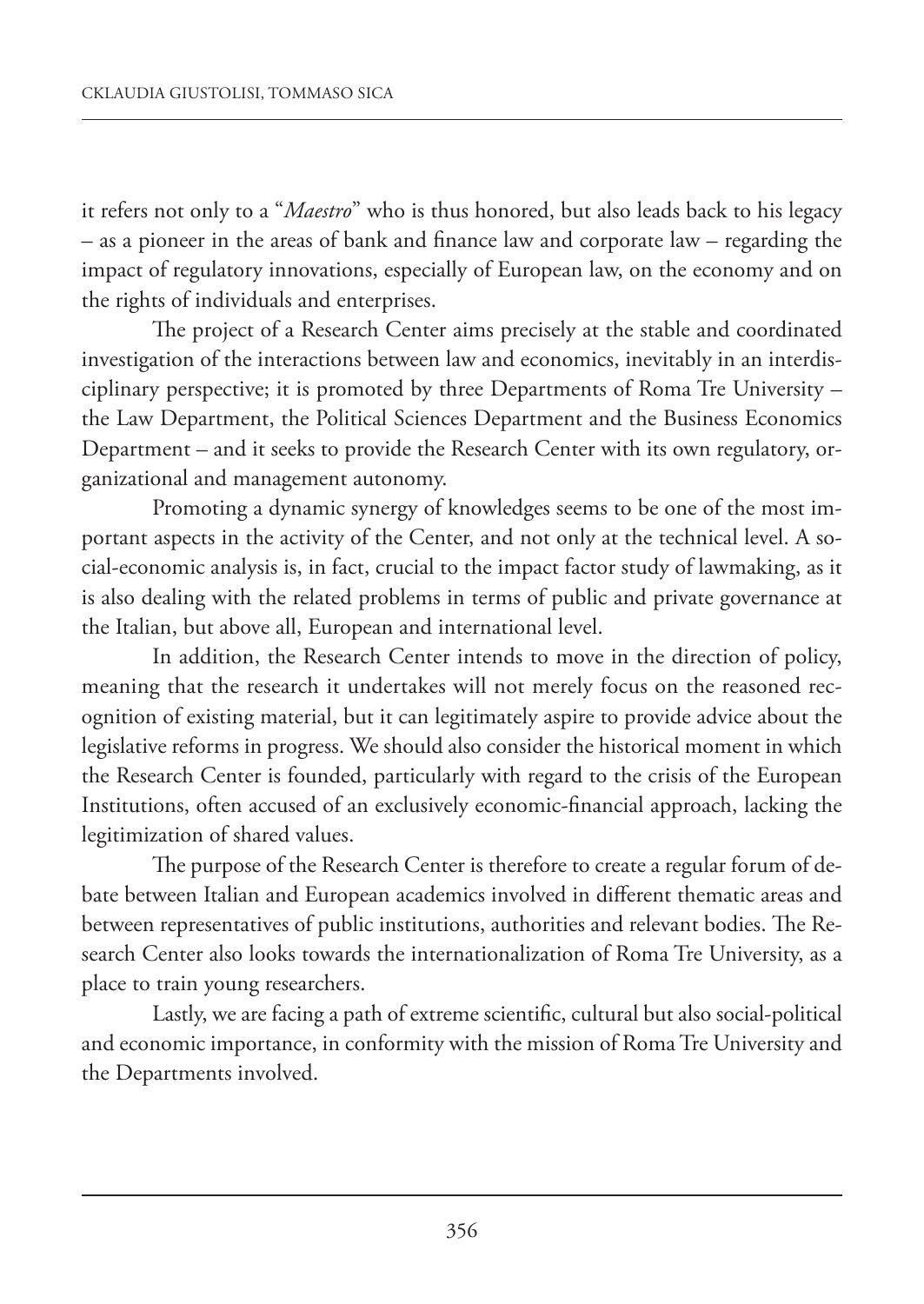it refers not only to a "*Maestro*" who is thus honored, but also leads back to his legacy – as a pioneer in the areas of bank and finance law and corporate law – regarding the impact of regulatory innovations, especially of European law, on the economy and on the rights of individuals and enterprises.

The project of a Research Center aims precisely at the stable and coordinated investigation of the interactions between law and economics, inevitably in an interdisciplinary perspective; it is promoted by three Departments of Roma Tre University – the Law Department, the Political Sciences Department and the Business Economics Department – and it seeks to provide the Research Center with its own regulatory, organizational and management autonomy.

Promoting a dynamic synergy of knowledges seems to be one of the most important aspects in the activity of the Center, and not only at the technical level. A social-economic analysis is, in fact, crucial to the impact factor study of lawmaking, as it is also dealing with the related problems in terms of public and private governance at the Italian, but above all, European and international level.

In addition, the Research Center intends to move in the direction of policy, meaning that the research it undertakes will not merely focus on the reasoned recognition of existing material, but it can legitimately aspire to provide advice about the legislative reforms in progress. We should also consider the historical moment in which the Research Center is founded, particularly with regard to the crisis of the European Institutions, often accused of an exclusively economic-financial approach, lacking the legitimization of shared values.

The purpose of the Research Center is therefore to create a regular forum of debate between Italian and European academics involved in different thematic areas and between representatives of public institutions, authorities and relevant bodies. The Research Center also looks towards the internationalization of Roma Tre University, as a place to train young researchers.

Lastly, we are facing a path of extreme scientific, cultural but also social-political and economic importance, in conformity with the mission of Roma Tre University and the Departments involved.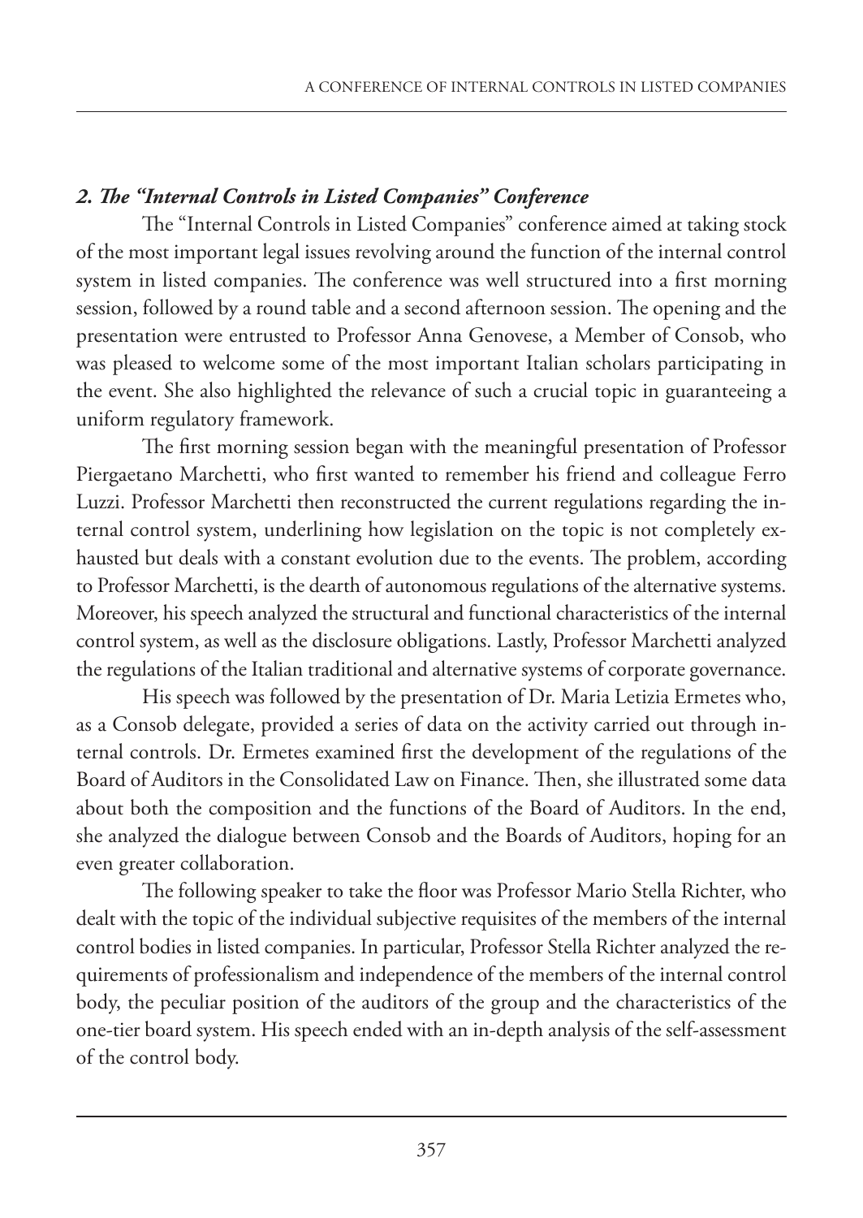### *2. The "Internal Controls in Listed Companies" Conference*

The "Internal Controls in Listed Companies" conference aimed at taking stock of the most important legal issues revolving around the function of the internal control system in listed companies. The conference was well structured into a first morning session, followed by a round table and a second afternoon session. The opening and the presentation were entrusted to Professor Anna Genovese, a Member of Consob, who was pleased to welcome some of the most important Italian scholars participating in the event. She also highlighted the relevance of such a crucial topic in guaranteeing a uniform regulatory framework.

The first morning session began with the meaningful presentation of Professor Piergaetano Marchetti, who first wanted to remember his friend and colleague Ferro Luzzi. Professor Marchetti then reconstructed the current regulations regarding the internal control system, underlining how legislation on the topic is not completely exhausted but deals with a constant evolution due to the events. The problem, according to Professor Marchetti, is the dearth of autonomous regulations of the alternative systems. Moreover, his speech analyzed the structural and functional characteristics of the internal control system, as well as the disclosure obligations. Lastly, Professor Marchetti analyzed the regulations of the Italian traditional and alternative systems of corporate governance.

His speech was followed by the presentation of Dr. Maria Letizia Ermetes who, as a Consob delegate, provided a series of data on the activity carried out through internal controls. Dr. Ermetes examined first the development of the regulations of the Board of Auditors in the Consolidated Law on Finance. Then, she illustrated some data about both the composition and the functions of the Board of Auditors. In the end, she analyzed the dialogue between Consob and the Boards of Auditors, hoping for an even greater collaboration.

The following speaker to take the floor was Professor Mario Stella Richter, who dealt with the topic of the individual subjective requisites of the members of the internal control bodies in listed companies. In particular, Professor Stella Richter analyzed the requirements of professionalism and independence of the members of the internal control body, the peculiar position of the auditors of the group and the characteristics of the one-tier board system. His speech ended with an in-depth analysis of the self-assessment of the control body.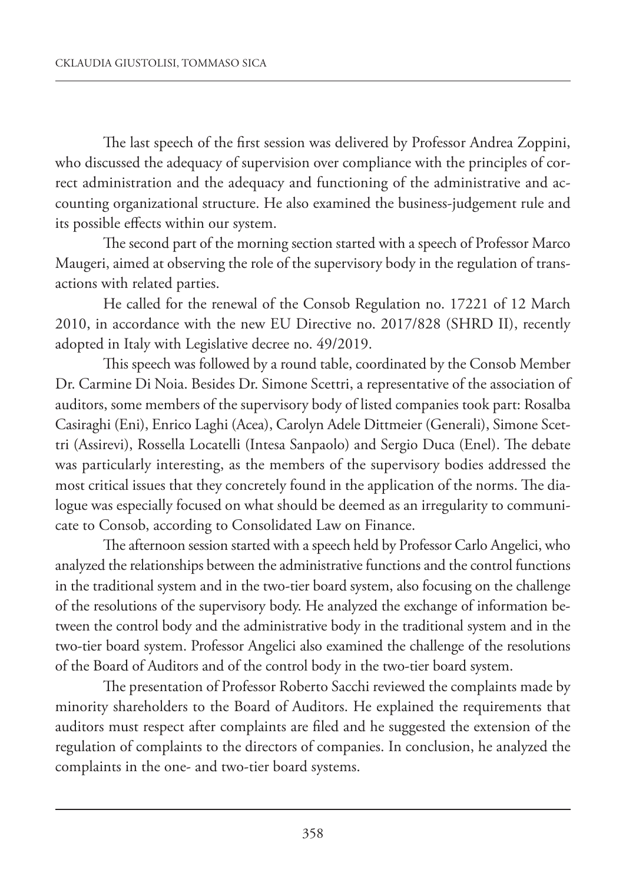The last speech of the first session was delivered by Professor Andrea Zoppini, who discussed the adequacy of supervision over compliance with the principles of correct administration and the adequacy and functioning of the administrative and accounting organizational structure. He also examined the business-judgement rule and its possible effects within our system.

The second part of the morning section started with a speech of Professor Marco Maugeri, aimed at observing the role of the supervisory body in the regulation of transactions with related parties.

He called for the renewal of the Consob Regulation no. 17221 of 12 March 2010, in accordance with the new EU Directive no. 2017/828 (SHRD II), recently adopted in Italy with Legislative decree no. 49/2019.

This speech was followed by a round table, coordinated by the Consob Member Dr. Carmine Di Noia. Besides Dr. Simone Scettri, a representative of the association of auditors, some members of the supervisory body of listed companies took part: Rosalba Casiraghi (Eni), Enrico Laghi (Acea), Carolyn Adele Dittmeier (Generali), Simone Scettri (Assirevi), Rossella Locatelli (Intesa Sanpaolo) and Sergio Duca (Enel). The debate was particularly interesting, as the members of the supervisory bodies addressed the most critical issues that they concretely found in the application of the norms. The dialogue was especially focused on what should be deemed as an irregularity to communicate to Consob, according to Consolidated Law on Finance.

The afternoon session started with a speech held by Professor Carlo Angelici, who analyzed the relationships between the administrative functions and the control functions in the traditional system and in the two-tier board system, also focusing on the challenge of the resolutions of the supervisory body. He analyzed the exchange of information between the control body and the administrative body in the traditional system and in the two-tier board system. Professor Angelici also examined the challenge of the resolutions of the Board of Auditors and of the control body in the two-tier board system.

The presentation of Professor Roberto Sacchi reviewed the complaints made by minority shareholders to the Board of Auditors. He explained the requirements that auditors must respect after complaints are filed and he suggested the extension of the regulation of complaints to the directors of companies. In conclusion, he analyzed the complaints in the one- and two-tier board systems.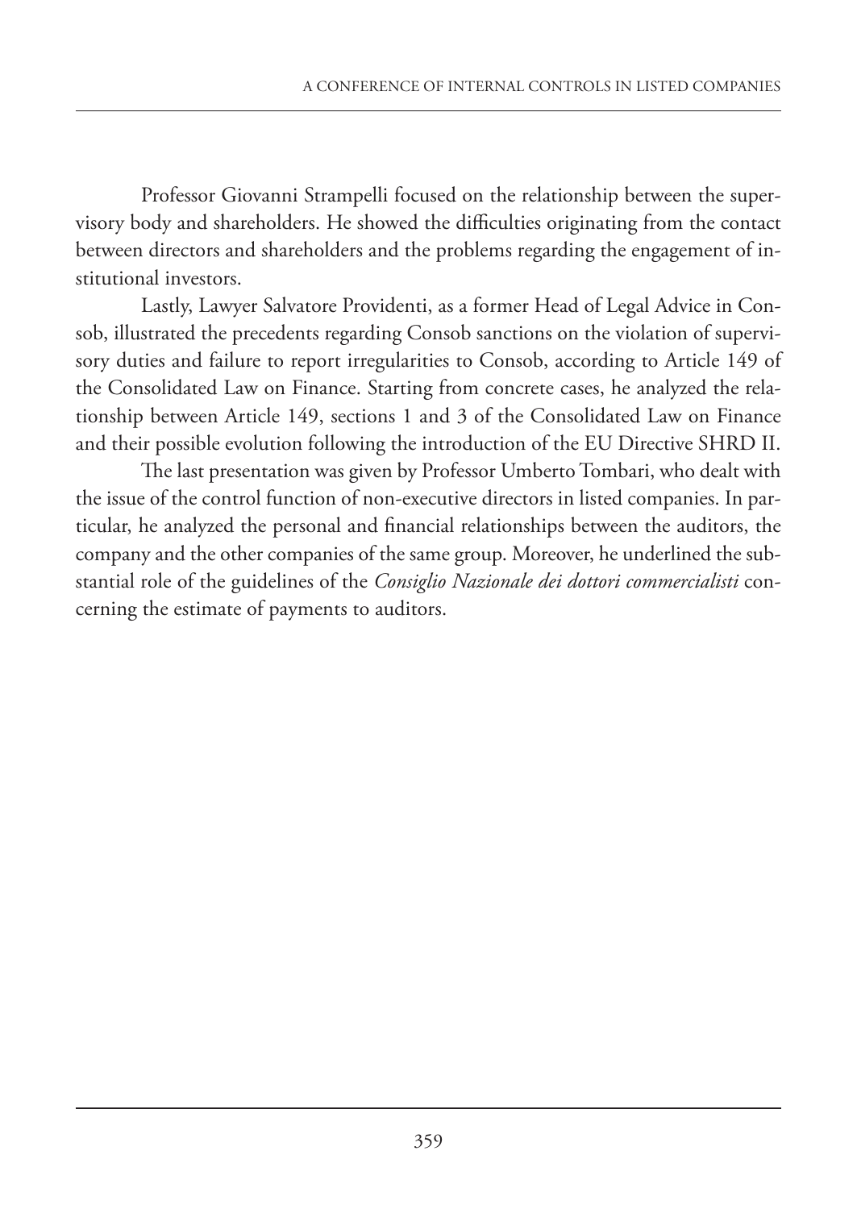Professor Giovanni Strampelli focused on the relationship between the supervisory body and shareholders. He showed the difficulties originating from the contact between directors and shareholders and the problems regarding the engagement of institutional investors.

Lastly, Lawyer Salvatore Providenti, as a former Head of Legal Advice in Consob, illustrated the precedents regarding Consob sanctions on the violation of supervisory duties and failure to report irregularities to Consob, according to Article 149 of the Consolidated Law on Finance. Starting from concrete cases, he analyzed the relationship between Article 149, sections 1 and 3 of the Consolidated Law on Finance and their possible evolution following the introduction of the EU Directive SHRD II.

The last presentation was given by Professor Umberto Tombari, who dealt with the issue of the control function of non-executive directors in listed companies. In particular, he analyzed the personal and financial relationships between the auditors, the company and the other companies of the same group. Moreover, he underlined the substantial role of the guidelines of the *Consiglio Nazionale dei dottori commercialisti* concerning the estimate of payments to auditors.